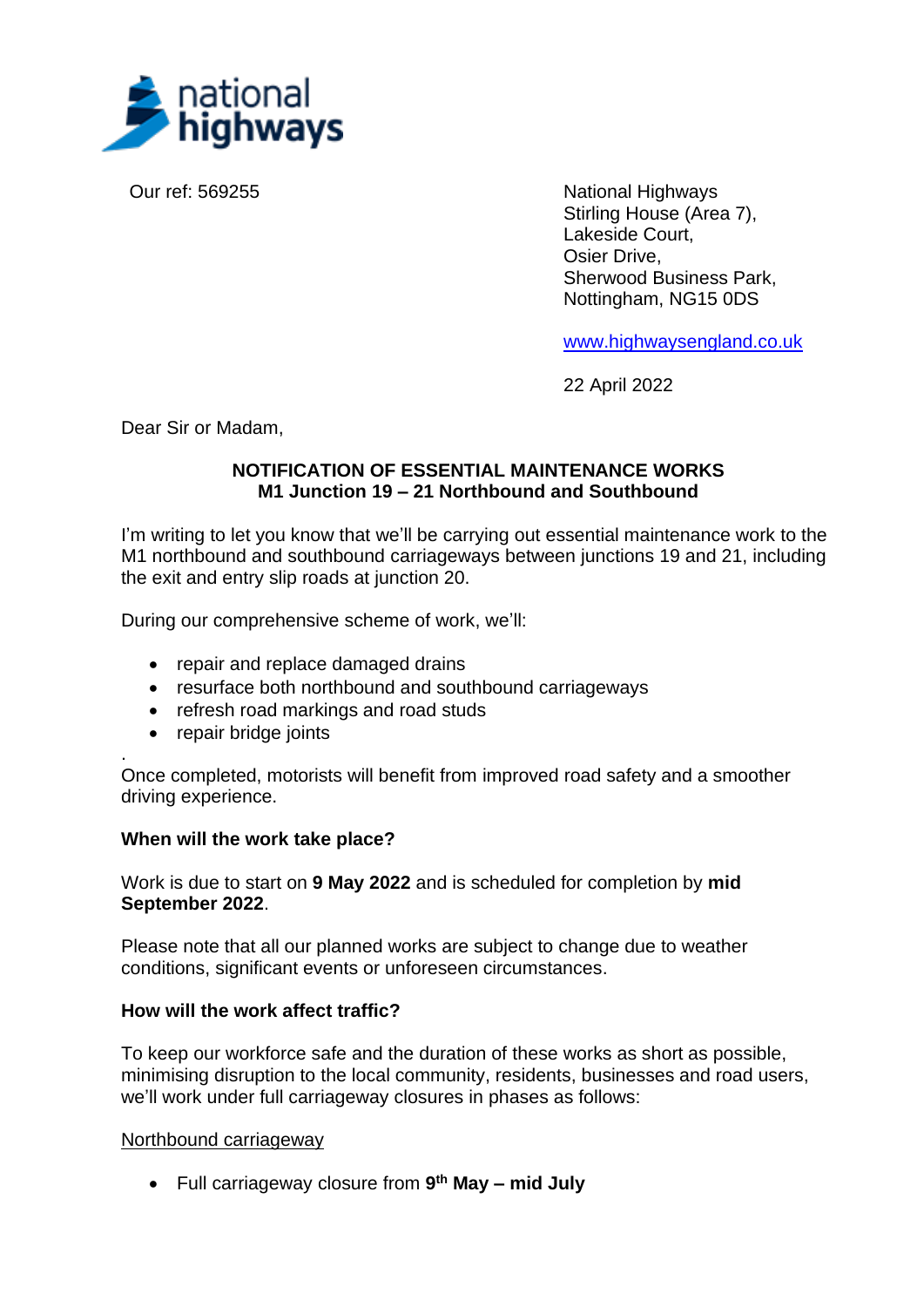national highways

Our ref: 569255

National Highways
Stirling House (Area 7),
Lakeside Court,
Osier Drive,
Sherwood Business Park,
Nottingham, NG15 0DS

www.highwaysengland.co.uk

22 April 2022

Dear Sir or Madam,

**NOTIFICATION OF ESSENTIAL MAINTENANCE WORKS**
**M1 Junction 19 – 21 Northbound and Southbound**

I'm writing to let you know that we'll be carrying out essential maintenance work to the M1 northbound and southbound carriageways between junctions 19 and 21, including the exit and entry slip roads at junction 20.

During our comprehensive scheme of work, we'll:

- repair and replace damaged drains
- resurface both northbound and southbound carriageways
- refresh road markings and road studs
- repair bridge joints

.
Once completed, motorists will benefit from improved road safety and a smoother driving experience.

**When will the work take place?**

Work is due to start on **9 May 2022** and is scheduled for completion by **mid September 2022**.

Please note that all our planned works are subject to change due to weather conditions, significant events or unforeseen circumstances.

**How will the work affect traffic?**

To keep our workforce safe and the duration of these works as short as possible, minimising disruption to the local community, residents, businesses and road users, we'll work under full carriageway closures in phases as follows:

Northbound carriageway

- Full carriageway closure from **9th May – mid July**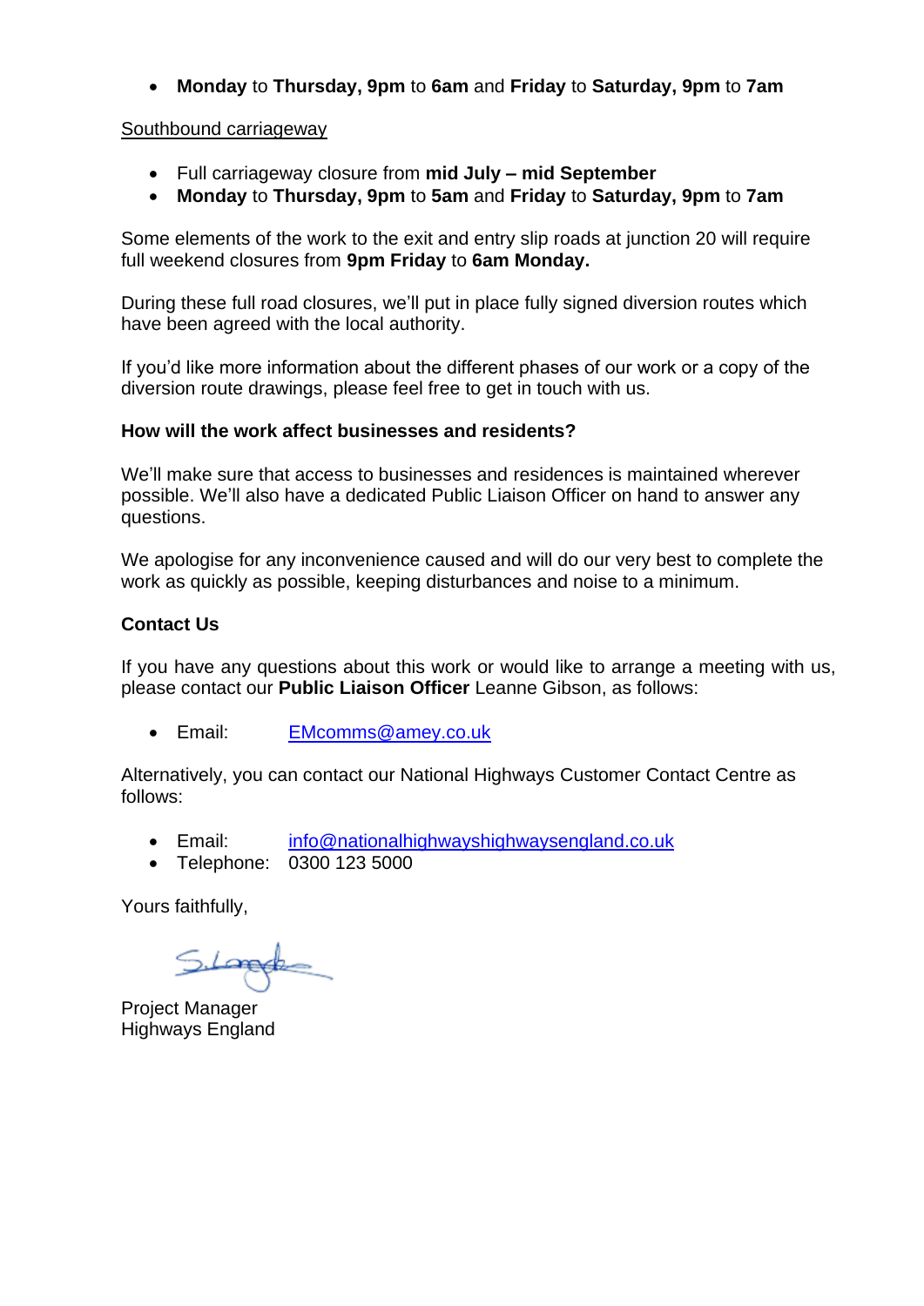- **Monday** to **Thursday, 9pm** to **6am** and **Friday** to **Saturday, 9pm** to **7am**

Southbound carriageway

- Full carriageway closure from **mid July – mid September**
- **Monday** to **Thursday, 9pm** to **5am** and **Friday** to **Saturday, 9pm** to **7am**

Some elements of the work to the exit and entry slip roads at junction 20 will require full weekend closures from **9pm Friday** to **6am Monday.**

During these full road closures, we'll put in place fully signed diversion routes which have been agreed with the local authority.

If you'd like more information about the different phases of our work or a copy of the diversion route drawings, please feel free to get in touch with us.

**How will the work affect businesses and residents?**

We'll make sure that access to businesses and residences is maintained wherever possible. We'll also have a dedicated Public Liaison Officer on hand to answer any questions.

We apologise for any inconvenience caused and will do our very best to complete the work as quickly as possible, keeping disturbances and noise to a minimum.

**Contact Us**

If you have any questions about this work or would like to arrange a meeting with us, please contact our **Public Liaison Officer** Leanne Gibson, as follows:

- Email: EMcomms@amey.co.uk

Alternatively, you can contact our National Highways Customer Contact Centre as follows:

- Email: info@nationalhighwayshighwaysengland.co.uk
- Telephone: 0300 123 5000

Yours faithfully,

Project Manager
Highways England